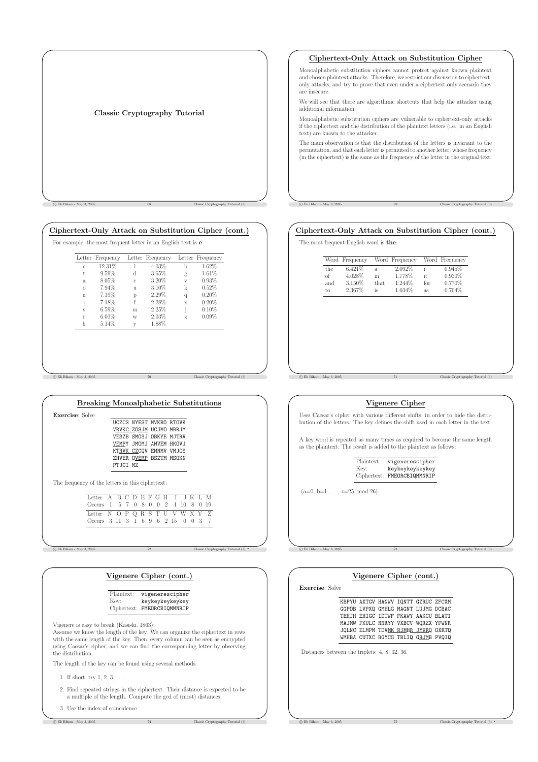# Classic Cryptography Tutorial

## Ciphertext-Only Attack on Substitution Cipher

Monoalphabetic substitution ciphers cannot protect against known plaintext and chosen plaintext attacks. Therefore, we restrict our discussion to ciphertext-only attacks, and try to prove that even under a ciphertext-only scenario they are insecure.

We will see that there are algorithmic shortcuts that help the attacker using additional information.

Monoalphabetic substitution ciphers are vulnerable to ciphertext-only attacks if the ciphertext and the distribution of the plaintext letters (i.e., in an English text) are known to the attacker.

The main observation is that the distribution of the letters is invariant to the permutation, and that each letter is permuted to another letter, whose frequency (in the ciphertext) is the same as the frequency of the letter in the original text.

## Ciphertext-Only Attack on Substitution Cipher (cont.)

For example, the most frequent letter in an English text is **e**:

| Letter | Frequency | Letter | Frequency | Letter | Frequency |
|---|---|---|---|---|---|
| e | 12.31% | l | 4.03% | b | 1.62% |
| t | 9.59% | d | 3.65% | g | 1.61% |
| a | 8.05% | c | 3.20% | v | 0.93% |
| o | 7.94% | u | 3.10% | k | 0.52% |
| n | 7.19% | p | 2.29% | q | 0.20% |
| i | 7.18% | f | 2.28% | x | 0.20% |
| s | 6.59% | m | 2.25% | j | 0.10% |
| r | 6.03% | w | 2.03% | z | 0.09% |
| h | 5.14% | y | 1.88% | | |

## Ciphertext-Only Attack on Substitution Cipher (cont.)

The most frequent English word is **the**:

| Word | Frequency | Word | Frequency | Word | Frequency |
|---|---|---|---|---|---|
| the | 6.421% | a | 2.092% | i | 0.945% |
| of | 4.028% | in | 1.778% | it | 0.930% |
| and | 3.150% | that | 1.244% | for | 0.770% |
| to | 2.367% | is | 1.034% | as | 0.764% |

## Breaking Monoalphabetic Substitutions

**Exercise**: Solve

```
UCZCS NYEST MVKBO RTOVK
VRVKC ZOSJM UCJMO MBRJM
VESZB SMOSJ OBKYE MJTRV
VEMPY JMOMJ AMVEM HKOVJ
KTRVK CZCQV EMNMV VMJOS
ZHVER OVEMP BSZTM MSOKN
PTJCI MZ
```

The frequency of the letters in this ciphertext:

| Letter | A | B | C | D | E | F | G | H | I | J | K | L | M |
|---|---|---|---|---|---|---|---|---|---|---|---|---|---|
| Occurs | 1 | 5 | 7 | 0 | 8 | 0 | 0 | 2 | 1 | 10 | 8 | 0 | 19 |

| Letter | N | O | P | Q | R | S | T | U | V | W | X | Y | Z |
|---|---|---|---|---|---|---|---|---|---|---|---|---|---|
| Occurs | 3 | 11 | 3 | 1 | 6 | 9 | 6 | 2 | 15 | 0 | 0 | 3 | 7 |

## Vigenere Cipher

Uses Caesar's cipher with various different shifts, in order to hide the distribution of the letters. The key defines the shift used in each letter in the text.

A key word is repeated as many times as required to become the same length as the plaintext. The result is added to the plaintext as follows:

| | |
|---|---|
| Plaintext: | `vigenerescipher` |
| Key: | `keykeykeykeykey` |
| Ciphertext: | `FMEORCBIQMMNRIP` |

(a=0, b=1, ..., z=25, mod 26).

## Vigenere Cipher (cont.)

| | |
|---|---|
| Plaintext: | `vigenerescipher` |
| Key: | `keykeykeykeykey` |
| Ciphertext: | `FMEORCBIQMMNRIP` |

Vigenere is easy to break (Kasiski, 1863):
Assume we know the length of the key. We can organize the ciphertext in rows with the same length of the key. Then, every column can be seen as encrypted using Caesar's cipher, and we can find the corresponding letter by observing the distribution.

The length of the key can be found using several methods:

1. If short, try 1, 2, 3, ....
2. Find repeated strings in the ciphertext. Their distance is expected to be a multiple of the length. Compute the gcd of (most) distances.
3. Use the index of coincidence.

## Vigenere Cipher (cont.)

**Exercise**: Solve

```
KBPYU AXTGV HANWV IQNTT GZRUC ZFCXM
GGPOB LVPXQ GMHLG MAGNT LUJMG DCBAC
TEHJH EHIGC IDTWF FKAWY AAKCU BLATI
MAJMW FKULC NNRYY VXBCV WQRZX YFWNR
JQLNC ELMPM TDVMK RJMHR JMKRQ OXRTQ
WMHBA CUTXC RGYCG TBLIQ GRJMB PVQIQ
```

Distances between the triplets: 4, 8, 32, 36.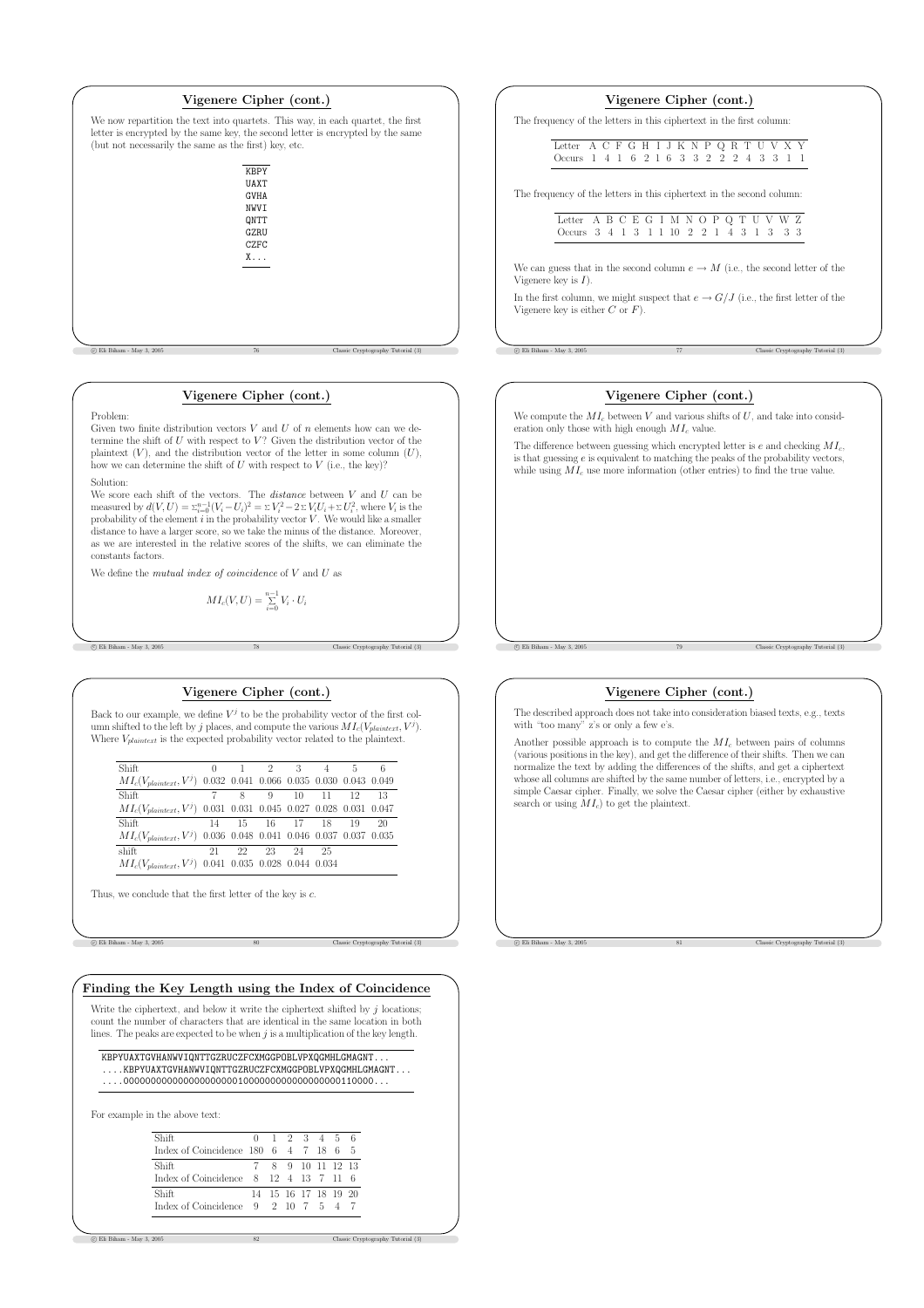## Vigenere Cipher (cont.)

We now repartition the text into quartets. This way, in each quartet, the first letter is encrypted by the same key, the second letter is encrypted by the same (but not necessarily the same as the first) key, etc.

```
KBPY
UAXT
GVHA
NWVI
QNTT
GZRU
CZFC
X...
```

## Vigenere Cipher (cont.)

The frequency of the letters in this ciphertext in the first column:

| Letter | A | C | F | G | H | I | J | K | N | P | Q | R | T | U | V | X | Y |
|---|---|---|---|---|---|---|---|---|---|---|---|---|---|---|---|---|---|
| Occurs | 1 | 4 | 1 | 6 | 2 | 1 | 6 | 3 | 3 | 2 | 2 | 2 | 4 | 3 | 3 | 1 | 1 |

The frequency of the letters in this ciphertext in the second column:

| Letter | A | B | C | E | G | I | M | N | O | P | Q | T | U | V | W | Z |
|---|---|---|---|---|---|---|---|---|---|---|---|---|---|---|---|---|
| Occurs | 3 | 4 | 1 | 3 | 1 | 1 | 10 | 2 | 2 | 1 | 4 | 3 | 1 | 3 | 3 | 3 |

We can guess that in the second column $e \to M$ (i.e., the second letter of the Vigenere key is $I$).

In the first column, we might suspect that $e \to G/J$ (i.e., the first letter of the Vigenere key is either $C$ or $F$).

## Vigenere Cipher (cont.)

Problem:
Given two finite distribution vectors $V$ and $U$ of $n$ elements how can we determine the shift of $U$ with respect to $V$? Given the distribution vector of the plaintext ($V$), and the distribution vector of the letter in some column ($U$), how we can determine the shift of $U$ with respect to $V$ (i.e., the key)?

Solution:
We score each shift of the vectors. The *distance* between $V$ and $U$ can be measured by $d(V,U) = \Sigma_{i=0}^{n-1}(V_i - U_i)^2 = \Sigma V_i^2 - 2\Sigma V_i U_i + \Sigma U_i^2$, where $V_i$ is the probability of the element $i$ in the probability vector $V$. We would like a smaller distance to have a larger score, so we take the minus of the distance. Moreover, as we are interested in the relative scores of the shifts, we can eliminate the constants factors.

We define the *mutual index of coincidence* of $V$ and $U$ as

$$MI_c(V,U) = \sum_{i=0}^{n-1} V_i \cdot U_i$$

## Vigenere Cipher (cont.)

We compute the $MI_c$ between $V$ and various shifts of $U$, and take into consideration only those with high enough $MI_c$ value.

The difference between guessing which encrypted letter is $e$ and checking $MI_c$, is that guessing $e$ is equivalent to matching the peaks of the probability vectors, while using $MI_c$ use more information (other entries) to find the true value.

## Vigenere Cipher (cont.)

Back to our example, we define $V^j$ to be the probability vector of the first column shifted to the left by $j$ places, and compute the various $MI_c(V_{plaintext}, V^j)$. Where $V_{plaintext}$ is the expected probability vector related to the plaintext.

| Shift | 0 | 1 | 2 | 3 | 4 | 5 | 6 |
|---|---|---|---|---|---|---|---|
| $MI_c(V_{plaintext}, V^j)$ | 0.032 | 0.041 | 0.066 | 0.035 | 0.030 | 0.043 | 0.049 |
| Shift | 7 | 8 | 9 | 10 | 11 | 12 | 13 |
| $MI_c(V_{plaintext}, V^j)$ | 0.031 | 0.031 | 0.045 | 0.027 | 0.028 | 0.031 | 0.047 |
| Shift | 14 | 15 | 16 | 17 | 18 | 19 | 20 |
| $MI_c(V_{plaintext}, V^j)$ | 0.036 | 0.048 | 0.041 | 0.046 | 0.037 | 0.037 | 0.035 |
| shift | 21 | 22 | 23 | 24 | 25 | | |
| $MI_c(V_{plaintext}, V^j)$ | 0.041 | 0.035 | 0.028 | 0.044 | 0.034 | | |

Thus, we conclude that the first letter of the key is $c$.

## Vigenere Cipher (cont.)

The described approach does not take into consideration biased texts, e.g., texts with "too many" z's or only a few e's.

Another possible approach is to compute the $MI_c$ between pairs of columns (various positions in the key), and get the difference of their shifts. Then we can normalize the text by adding the differences of the shifts, and get a ciphertext whose all columns are shifted by the same number of letters, i.e., encrypted by a simple Caesar cipher. Finally, we solve the Caesar cipher (either by exhaustive search or using $MI_c$) to get the plaintext.

## Finding the Key Length using the Index of Coincidence

Write the ciphertext, and below it write the ciphertext shifted by $j$ locations; count the number of characters that are identical in the same location in both lines. The peaks are expected to be when $j$ is a multiplication of the key length.

```
KBPYUAXTGVHANWVIQNTTGZRUCZFCXMGGPOBLVPXQGMHLGMAGNT...
....KBPYUAXTGVHANWVIQNTTGZRUCZFCXMGGPOBLVPXQGMHLGMAGNT...
....0000000000000000000001000000000000000000110000...
```

For example in the above text:

| Shift | 0 | 1 | 2 | 3 | 4 | 5 | 6 |
|---|---|---|---|---|---|---|---|
| Index of Coincidence | 180 | 6 | 4 | 7 | 18 | 6 | 5 |
| Shift | 7 | 8 | 9 | 10 | 11 | 12 | 13 |
| Index of Coincidence | 8 | 12 | 4 | 13 | 7 | 11 | 6 |
| Shift | 14 | 15 | 16 | 17 | 18 | 19 | 20 |
| Index of Coincidence | 9 | 2 | 10 | 7 | 5 | 4 | 7 |